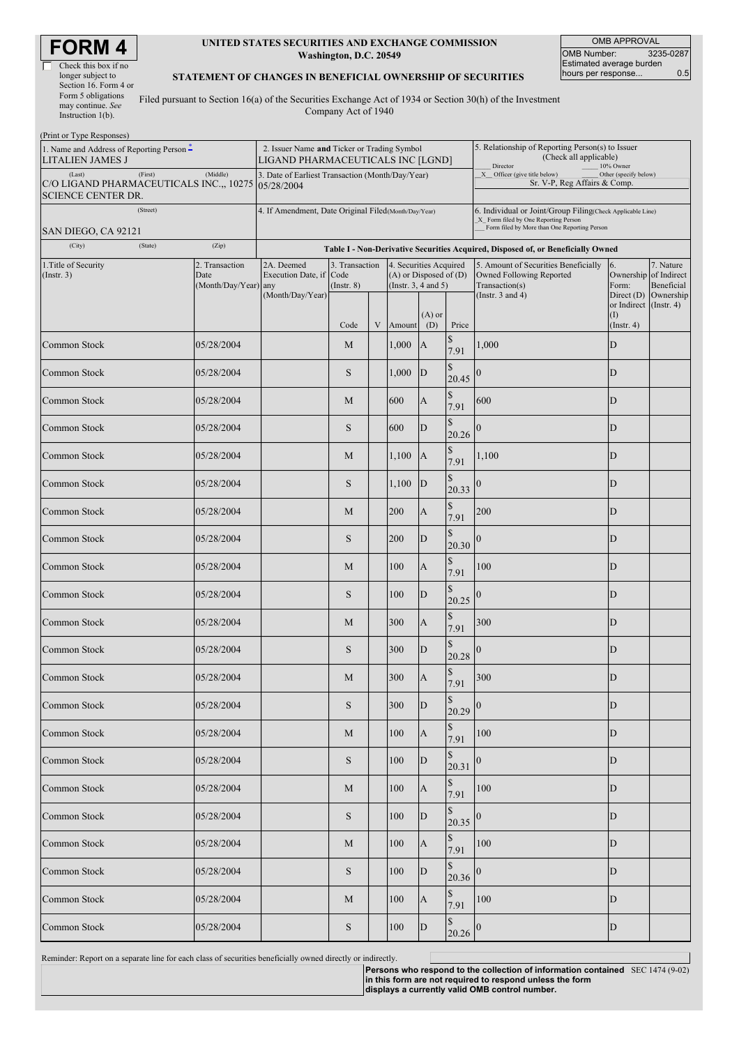# FORM 4

☐ Check this box if no longer subject to Section 16. Form 4 or Form 5 obligations may continue. *See* Instruction 1(b).

**UNITED STATES SECURITIES AND EXCHANGE COMMISSION**
**Washington, D.C. 20549**

**STATEMENT OF CHANGES IN BENEFICIAL OWNERSHIP OF SECURITIES**

Filed pursuant to Section 16(a) of the Securities Exchange Act of 1934 or Section 30(h) of the Investment Company Act of 1940

| OMB APPROVAL | |
|---|---|
| OMB Number: | 3235-0287 |
| Estimated average burden hours per response... | 0.5 |

(Print or Type Responses)

1. Name and Address of Reporting Person [*]
LITALIEN JAMES J
(Last) (First) (Middle)
C/O LIGAND PHARMACEUTICALS INC.,, 10275 SCIENCE CENTER DR.
(Street)
SAN DIEGO, CA 92121
(City) (State) (Zip)

2. Issuer Name **and** Ticker or Trading Symbol
LIGAND PHARMACEUTICALS INC [LGND]

3. Date of Earliest Transaction (Month/Day/Year)
05/28/2004

4. If Amendment, Date Original Filed (Month/Day/Year)

5. Relationship of Reporting Person(s) to Issuer (Check all applicable)
___ Director ___ 10% Owner
_X_ Officer (give title below) ___ Other (specify below)
Sr. V-P, Reg Affairs & Comp.

6. Individual or Joint/Group Filing (Check Applicable Line)
_X_ Form filed by One Reporting Person
___ Form filed by More than One Reporting Person

**Table I - Non-Derivative Securities Acquired, Disposed of, or Beneficially Owned**

| 1.Title of Security (Instr. 3) | 2. Transaction Date (Month/Day/Year) | 2A. Deemed Execution Date, if any (Month/Day/Year) | 3. Transaction Code (Instr. 8) | | 4. Securities Acquired (A) or Disposed of (D) (Instr. 3, 4 and 5) | | | 5. Amount of Securities Beneficially Owned Following Reported Transaction(s) (Instr. 3 and 4) | 6. Ownership Form: Direct (D) or Indirect (I) (Instr. 4) | 7. Nature of Indirect Beneficial Ownership (Instr. 4) |
|---|---|---|---|---|---|---|---|---|---|---|
| | | | Code | V | Amount | (A) or (D) | Price | | | |
| Common Stock | 05/28/2004 | | M | | 1,000 | A | $ 7.91 | 1,000 | D | |
| Common Stock | 05/28/2004 | | S | | 1,000 | D | $ 20.45 | 0 | D | |
| Common Stock | 05/28/2004 | | M | | 600 | A | $ 7.91 | 600 | D | |
| Common Stock | 05/28/2004 | | S | | 600 | D | $ 20.26 | 0 | D | |
| Common Stock | 05/28/2004 | | M | | 1,100 | A | $ 7.91 | 1,100 | D | |
| Common Stock | 05/28/2004 | | S | | 1,100 | D | $ 20.33 | 0 | D | |
| Common Stock | 05/28/2004 | | M | | 200 | A | $ 7.91 | 200 | D | |
| Common Stock | 05/28/2004 | | S | | 200 | D | $ 20.30 | 0 | D | |
| Common Stock | 05/28/2004 | | M | | 100 | A | $ 7.91 | 100 | D | |
| Common Stock | 05/28/2004 | | S | | 100 | D | $ 20.25 | 0 | D | |
| Common Stock | 05/28/2004 | | M | | 300 | A | $ 7.91 | 300 | D | |
| Common Stock | 05/28/2004 | | S | | 300 | D | $ 20.28 | 0 | D | |
| Common Stock | 05/28/2004 | | M | | 300 | A | $ 7.91 | 300 | D | |
| Common Stock | 05/28/2004 | | S | | 300 | D | $ 20.29 | 0 | D | |
| Common Stock | 05/28/2004 | | M | | 100 | A | $ 7.91 | 100 | D | |
| Common Stock | 05/28/2004 | | S | | 100 | D | $ 20.31 | 0 | D | |
| Common Stock | 05/28/2004 | | M | | 100 | A | $ 7.91 | 100 | D | |
| Common Stock | 05/28/2004 | | S | | 100 | D | $ 20.35 | 0 | D | |
| Common Stock | 05/28/2004 | | M | | 100 | A | $ 7.91 | 100 | D | |
| Common Stock | 05/28/2004 | | S | | 100 | D | $ 20.36 | 0 | D | |
| Common Stock | 05/28/2004 | | M | | 100 | A | $ 7.91 | 100 | D | |
| Common Stock | 05/28/2004 | | S | | 100 | D | $ 20.26 | 0 | D | |

Reminder: Report on a separate line for each class of securities beneficially owned directly or indirectly.

**Persons who respond to the collection of information contained in this form are not required to respond unless the form displays a currently valid OMB control number.** SEC 1474 (9-02)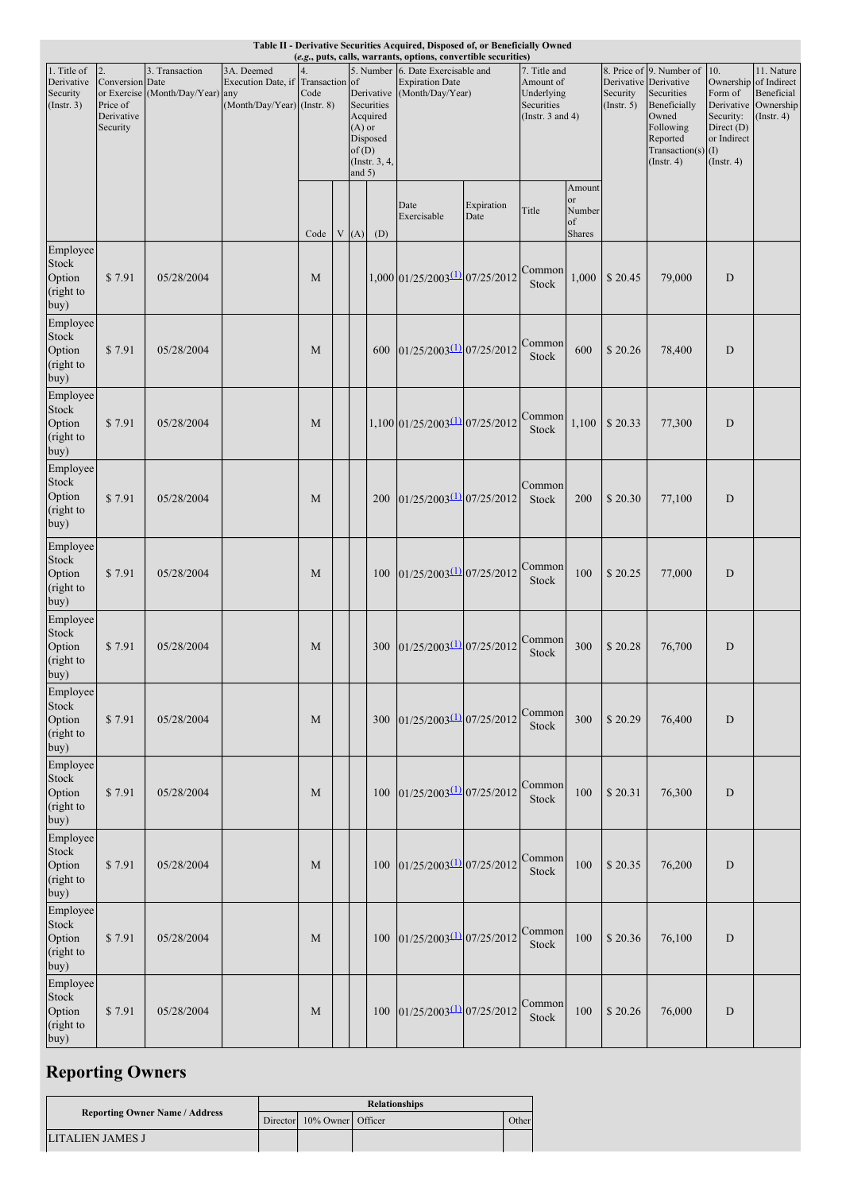**Table II - Derivative Securities Acquired, Disposed of, or Beneficially Owned**
**(*e.g.*, puts, calls, warrants, options, convertible securities)**

| 1. Title of Derivative Security (Instr. 3) | 2. Conversion or Exercise Price of Derivative Security | 3. Transaction Date (Month/Day/Year) | 3A. Deemed Execution Date, if any (Month/Day/Year) | 4. Transaction Code (Instr. 8) | | 5. Number of Derivative Securities Acquired (A) or Disposed of (D) (Instr. 3, 4, and 5) | | 6. Date Exercisable and Expiration Date (Month/Day/Year) | | 7. Title and Amount of Underlying Securities (Instr. 3 and 4) | | 8. Price of Derivative Security (Instr. 5) | 9. Number of Derivative Securities Beneficially Owned Following Reported Transaction(s) (Instr. 4) | 10. Ownership Form of Derivative Security: Direct (D) or Indirect (I) (Instr. 4) | 11. Nature of Indirect Beneficial Ownership (Instr. 4) |
|---|---|---|---|---|---|---|---|---|---|---|---|---|---|---|---|
| | | | | Code | V | (A) | (D) | Date Exercisable | Expiration Date | Title | Amount or Number of Shares | | | | |
| Employee Stock Option (right to buy) | $ 7.91 | 05/28/2004 | | M | | | 1,000 | 01/25/2003 [(1)] | 07/25/2012 | Common Stock | 1,000 | $ 20.45 | 79,000 | D | |
| Employee Stock Option (right to buy) | $ 7.91 | 05/28/2004 | | M | | | 600 | 01/25/2003 [(1)] | 07/25/2012 | Common Stock | 600 | $ 20.26 | 78,400 | D | |
| Employee Stock Option (right to buy) | $ 7.91 | 05/28/2004 | | M | | | 1,100 | 01/25/2003 [(1)] | 07/25/2012 | Common Stock | 1,100 | $ 20.33 | 77,300 | D | |
| Employee Stock Option (right to buy) | $ 7.91 | 05/28/2004 | | M | | | 200 | 01/25/2003 [(1)] | 07/25/2012 | Common Stock | 200 | $ 20.30 | 77,100 | D | |
| Employee Stock Option (right to buy) | $ 7.91 | 05/28/2004 | | M | | | 100 | 01/25/2003 [(1)] | 07/25/2012 | Common Stock | 100 | $ 20.25 | 77,000 | D | |
| Employee Stock Option (right to buy) | $ 7.91 | 05/28/2004 | | M | | | 300 | 01/25/2003 [(1)] | 07/25/2012 | Common Stock | 300 | $ 20.28 | 76,700 | D | |
| Employee Stock Option (right to buy) | $ 7.91 | 05/28/2004 | | M | | | 300 | 01/25/2003 [(1)] | 07/25/2012 | Common Stock | 300 | $ 20.29 | 76,400 | D | |
| Employee Stock Option (right to buy) | $ 7.91 | 05/28/2004 | | M | | | 100 | 01/25/2003 [(1)] | 07/25/2012 | Common Stock | 100 | $ 20.31 | 76,300 | D | |
| Employee Stock Option (right to buy) | $ 7.91 | 05/28/2004 | | M | | | 100 | 01/25/2003 [(1)] | 07/25/2012 | Common Stock | 100 | $ 20.35 | 76,200 | D | |
| Employee Stock Option (right to buy) | $ 7.91 | 05/28/2004 | | M | | | 100 | 01/25/2003 [(1)] | 07/25/2012 | Common Stock | 100 | $ 20.36 | 76,100 | D | |
| Employee Stock Option (right to buy) | $ 7.91 | 05/28/2004 | | M | | | 100 | 01/25/2003 [(1)] | 07/25/2012 | Common Stock | 100 | $ 20.26 | 76,000 | D | |

## Reporting Owners

| Reporting Owner Name / Address | Relationships | | | |
|---|---|---|---|---|
| | Director | 10% Owner | Officer | Other |
| LITALIEN JAMES J | | | | |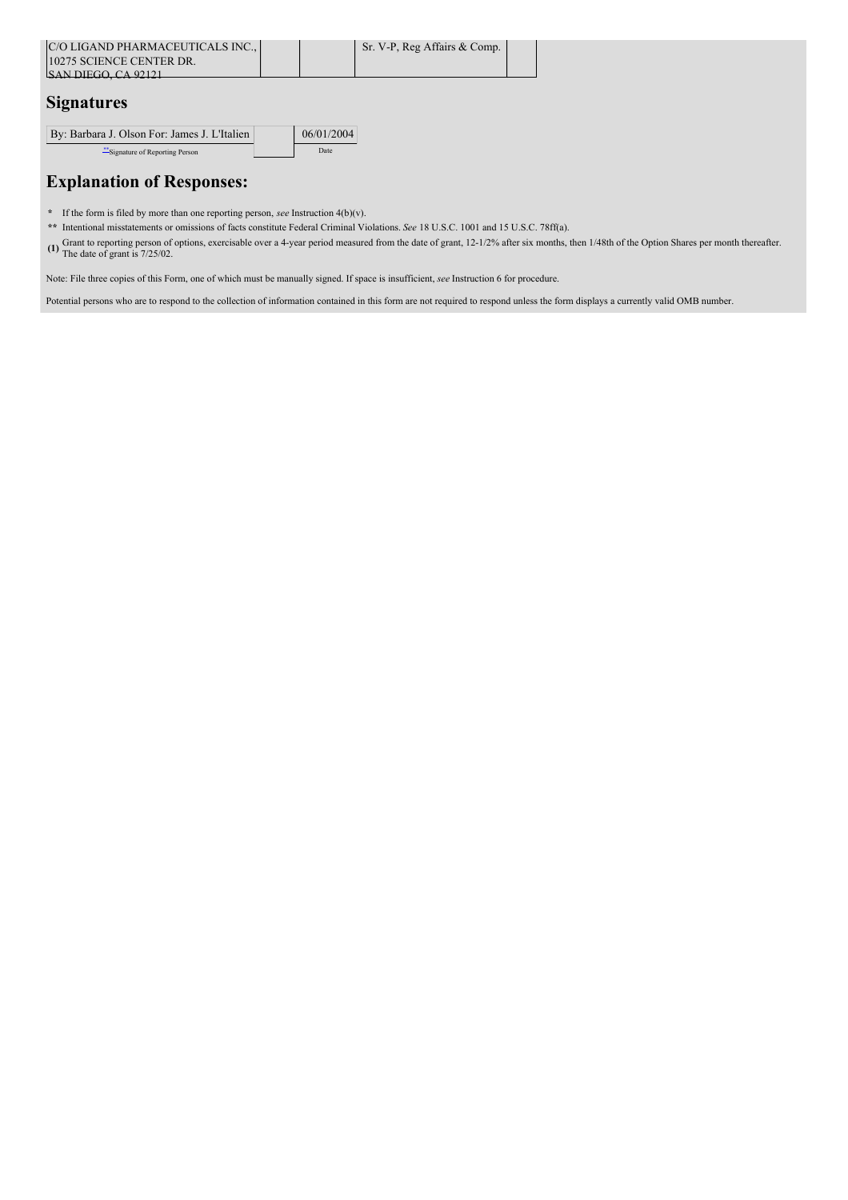| | | | | |
|---|---|---|---|---|
| C/O LIGAND PHARMACEUTICALS INC., 10275 SCIENCE CENTER DR. SAN DIEGO, CA 92121 | | | Sr. V-P, Reg Affairs & Comp. | |

## Signatures

| | | |
|---|---|---|
| By: Barbara J. Olson For: James J. L'Italien | | 06/01/2004 |
| **Signature of Reporting Person | | Date |

## Explanation of Responses:

\* If the form is filed by more than one reporting person, *see* Instruction 4(b)(v).

\*\* Intentional misstatements or omissions of facts constitute Federal Criminal Violations. *See* 18 U.S.C. 1001 and 15 U.S.C. 78ff(a).

**(1)** Grant to reporting person of options, exercisable over a 4-year period measured from the date of grant, 12-1/2% after six months, then 1/48th of the Option Shares per month thereafter. The date of grant is 7/25/02.

Note: File three copies of this Form, one of which must be manually signed. If space is insufficient, *see* Instruction 6 for procedure.

Potential persons who are to respond to the collection of information contained in this form are not required to respond unless the form displays a currently valid OMB number.